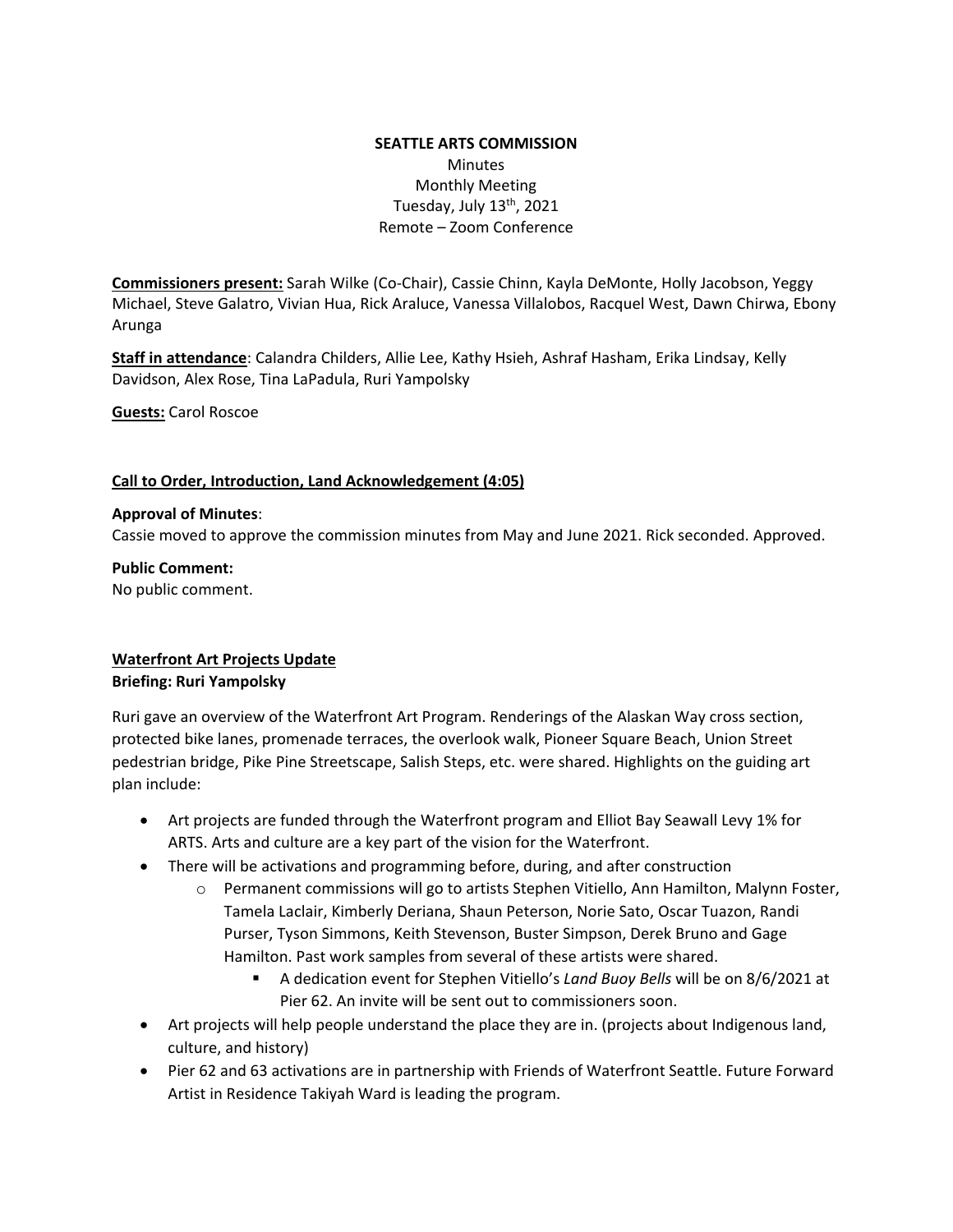**SEATTLE ARTS COMMISSION**

Minutes
Monthly Meeting
Tuesday, July 13th, 2021
Remote – Zoom Conference

**Commissioners present:** Sarah Wilke (Co-Chair), Cassie Chinn, Kayla DeMonte, Holly Jacobson, Yeggy Michael, Steve Galatro, Vivian Hua, Rick Araluce, Vanessa Villalobos, Racquel West, Dawn Chirwa, Ebony Arunga

**Staff in attendance**: Calandra Childers, Allie Lee, Kathy Hsieh, Ashraf Hasham, Erika Lindsay, Kelly Davidson, Alex Rose, Tina LaPadula, Ruri Yampolsky

**Guests:** Carol Roscoe

**Call to Order, Introduction, Land Acknowledgement (4:05)**

**Approval of Minutes**:
Cassie moved to approve the commission minutes from May and June 2021. Rick seconded. Approved.

**Public Comment:**
No public comment.

**Waterfront Art Projects Update**
**Briefing: Ruri Yampolsky**

Ruri gave an overview of the Waterfront Art Program. Renderings of the Alaskan Way cross section, protected bike lanes, promenade terraces, the overlook walk, Pioneer Square Beach, Union Street pedestrian bridge, Pike Pine Streetscape, Salish Steps, etc. were shared. Highlights on the guiding art plan include:

- Art projects are funded through the Waterfront program and Elliot Bay Seawall Levy 1% for ARTS. Arts and culture are a key part of the vision for the Waterfront.
- There will be activations and programming before, during, and after construction
  - Permanent commissions will go to artists Stephen Vitiello, Ann Hamilton, Malynn Foster, Tamela Laclair, Kimberly Deriana, Shaun Peterson, Norie Sato, Oscar Tuazon, Randi Purser, Tyson Simmons, Keith Stevenson, Buster Simpson, Derek Bruno and Gage Hamilton. Past work samples from several of these artists were shared.
    - A dedication event for Stephen Vitiello's *Land Buoy Bells* will be on 8/6/2021 at Pier 62. An invite will be sent out to commissioners soon.
- Art projects will help people understand the place they are in. (projects about Indigenous land, culture, and history)
- Pier 62 and 63 activations are in partnership with Friends of Waterfront Seattle. Future Forward Artist in Residence Takiyah Ward is leading the program.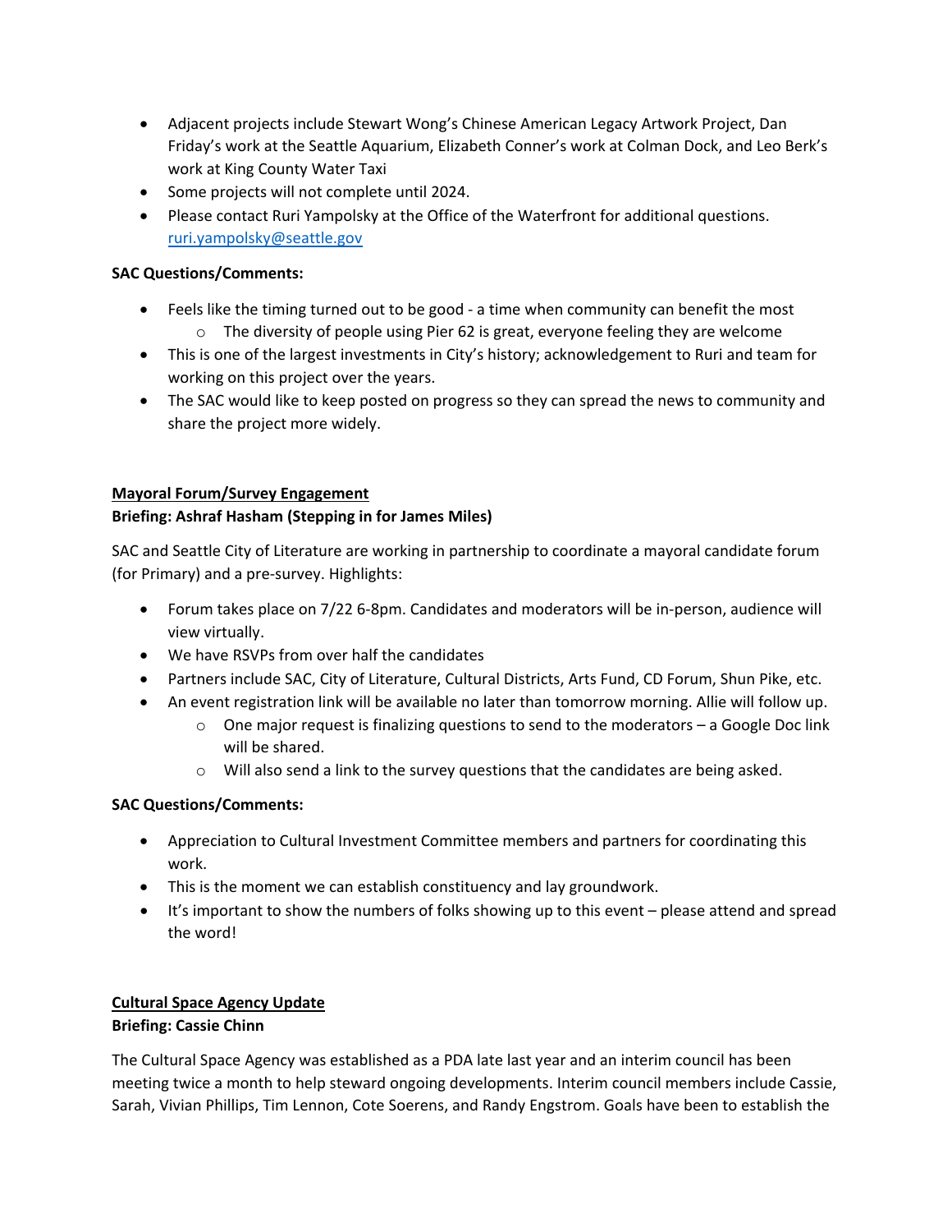- Adjacent projects include Stewart Wong's Chinese American Legacy Artwork Project, Dan Friday's work at the Seattle Aquarium, Elizabeth Conner's work at Colman Dock, and Leo Berk's work at King County Water Taxi
- Some projects will not complete until 2024.
- Please contact Ruri Yampolsky at the Office of the Waterfront for additional questions. ruri.yampolsky@seattle.gov

**SAC Questions/Comments:**

- Feels like the timing turned out to be good - a time when community can benefit the most
  - The diversity of people using Pier 62 is great, everyone feeling they are welcome
- This is one of the largest investments in City's history; acknowledgement to Ruri and team for working on this project over the years.
- The SAC would like to keep posted on progress so they can spread the news to community and share the project more widely.

**Mayoral Forum/Survey Engagement**
**Briefing: Ashraf Hasham (Stepping in for James Miles)**

SAC and Seattle City of Literature are working in partnership to coordinate a mayoral candidate forum (for Primary) and a pre-survey. Highlights:

- Forum takes place on 7/22 6-8pm. Candidates and moderators will be in-person, audience will view virtually.
- We have RSVPs from over half the candidates
- Partners include SAC, City of Literature, Cultural Districts, Arts Fund, CD Forum, Shun Pike, etc.
- An event registration link will be available no later than tomorrow morning. Allie will follow up.
  - One major request is finalizing questions to send to the moderators – a Google Doc link will be shared.
  - Will also send a link to the survey questions that the candidates are being asked.

**SAC Questions/Comments:**

- Appreciation to Cultural Investment Committee members and partners for coordinating this work.
- This is the moment we can establish constituency and lay groundwork.
- It's important to show the numbers of folks showing up to this event – please attend and spread the word!

**Cultural Space Agency Update**
**Briefing: Cassie Chinn**

The Cultural Space Agency was established as a PDA late last year and an interim council has been meeting twice a month to help steward ongoing developments. Interim council members include Cassie, Sarah, Vivian Phillips, Tim Lennon, Cote Soerens, and Randy Engstrom. Goals have been to establish the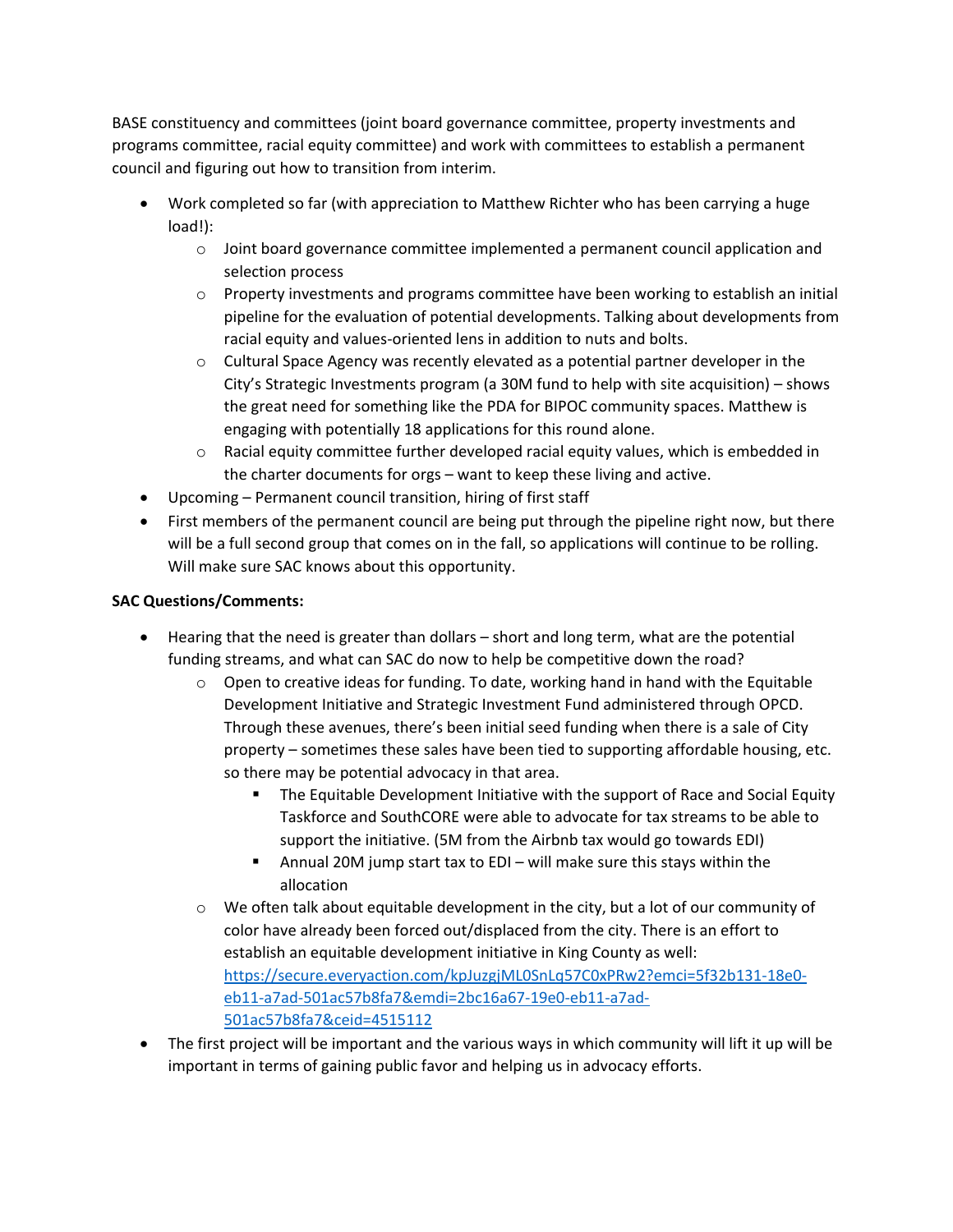BASE constituency and committees (joint board governance committee, property investments and programs committee, racial equity committee) and work with committees to establish a permanent council and figuring out how to transition from interim.

- Work completed so far (with appreciation to Matthew Richter who has been carrying a huge load!):
  - Joint board governance committee implemented a permanent council application and selection process
  - Property investments and programs committee have been working to establish an initial pipeline for the evaluation of potential developments. Talking about developments from racial equity and values-oriented lens in addition to nuts and bolts.
  - Cultural Space Agency was recently elevated as a potential partner developer in the City's Strategic Investments program (a 30M fund to help with site acquisition) – shows the great need for something like the PDA for BIPOC community spaces. Matthew is engaging with potentially 18 applications for this round alone.
  - Racial equity committee further developed racial equity values, which is embedded in the charter documents for orgs – want to keep these living and active.
- Upcoming – Permanent council transition, hiring of first staff
- First members of the permanent council are being put through the pipeline right now, but there will be a full second group that comes on in the fall, so applications will continue to be rolling. Will make sure SAC knows about this opportunity.

**SAC Questions/Comments:**

- Hearing that the need is greater than dollars – short and long term, what are the potential funding streams, and what can SAC do now to help be competitive down the road?
  - Open to creative ideas for funding. To date, working hand in hand with the Equitable Development Initiative and Strategic Investment Fund administered through OPCD. Through these avenues, there's been initial seed funding when there is a sale of City property – sometimes these sales have been tied to supporting affordable housing, etc. so there may be potential advocacy in that area.
    - The Equitable Development Initiative with the support of Race and Social Equity Taskforce and SouthCORE were able to advocate for tax streams to be able to support the initiative. (5M from the Airbnb tax would go towards EDI)
    - Annual 20M jump start tax to EDI – will make sure this stays within the allocation
  - We often talk about equitable development in the city, but a lot of our community of color have already been forced out/displaced from the city. There is an effort to establish an equitable development initiative in King County as well: [https://secure.everyaction.com/kpJuzgjML0SnLq57C0xPRw2?emci=5f32b131-18e0-eb11-a7ad-501ac57b8fa7&emdi=2bc16a67-19e0-eb11-a7ad-501ac57b8fa7&ceid=4515112](https://secure.everyaction.com/kpJuzgjML0SnLq57C0xPRw2?emci=5f32b131-18e0-eb11-a7ad-501ac57b8fa7&emdi=2bc16a67-19e0-eb11-a7ad-501ac57b8fa7&ceid=4515112)
- The first project will be important and the various ways in which community will lift it up will be important in terms of gaining public favor and helping us in advocacy efforts.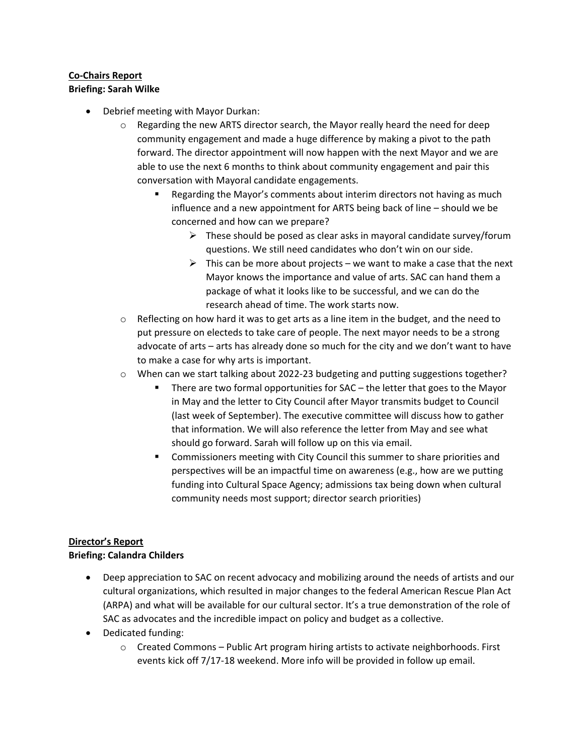**Co-Chairs Report**
**Briefing: Sarah Wilke**

- Debrief meeting with Mayor Durkan:
  - Regarding the new ARTS director search, the Mayor really heard the need for deep community engagement and made a huge difference by making a pivot to the path forward. The director appointment will now happen with the next Mayor and we are able to use the next 6 months to think about community engagement and pair this conversation with Mayoral candidate engagements.
    - Regarding the Mayor's comments about interim directors not having as much influence and a new appointment for ARTS being back of line – should we be concerned and how can we prepare?
      - These should be posed as clear asks in mayoral candidate survey/forum questions. We still need candidates who don't win on our side.
      - This can be more about projects – we want to make a case that the next Mayor knows the importance and value of arts. SAC can hand them a package of what it looks like to be successful, and we can do the research ahead of time. The work starts now.
  - Reflecting on how hard it was to get arts as a line item in the budget, and the need to put pressure on electeds to take care of people. The next mayor needs to be a strong advocate of arts – arts has already done so much for the city and we don't want to have to make a case for why arts is important.
  - When can we start talking about 2022-23 budgeting and putting suggestions together?
    - There are two formal opportunities for SAC – the letter that goes to the Mayor in May and the letter to City Council after Mayor transmits budget to Council (last week of September). The executive committee will discuss how to gather that information. We will also reference the letter from May and see what should go forward. Sarah will follow up on this via email.
    - Commissioners meeting with City Council this summer to share priorities and perspectives will be an impactful time on awareness (e.g., how are we putting funding into Cultural Space Agency; admissions tax being down when cultural community needs most support; director search priorities)

**Director's Report**
**Briefing: Calandra Childers**

- Deep appreciation to SAC on recent advocacy and mobilizing around the needs of artists and our cultural organizations, which resulted in major changes to the federal American Rescue Plan Act (ARPA) and what will be available for our cultural sector. It's a true demonstration of the role of SAC as advocates and the incredible impact on policy and budget as a collective.
- Dedicated funding:
  - Created Commons – Public Art program hiring artists to activate neighborhoods. First events kick off 7/17-18 weekend. More info will be provided in follow up email.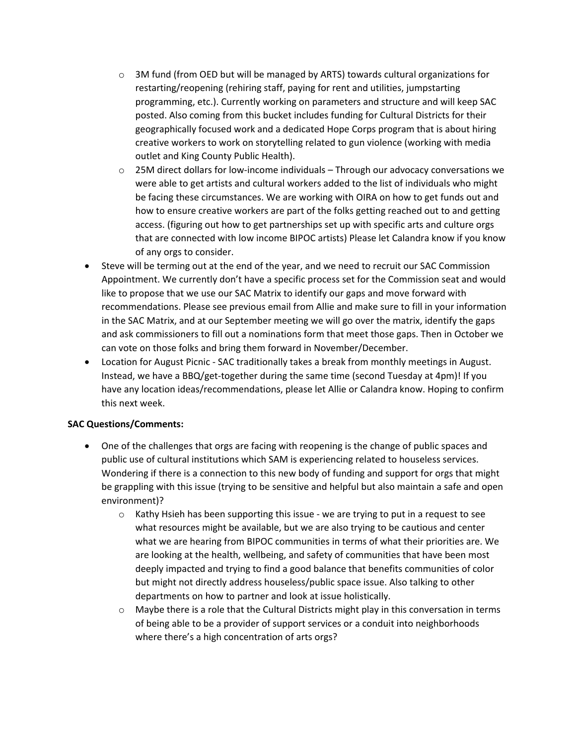- 3M fund (from OED but will be managed by ARTS) towards cultural organizations for restarting/reopening (rehiring staff, paying for rent and utilities, jumpstarting programming, etc.). Currently working on parameters and structure and will keep SAC posted. Also coming from this bucket includes funding for Cultural Districts for their geographically focused work and a dedicated Hope Corps program that is about hiring creative workers to work on storytelling related to gun violence (working with media outlet and King County Public Health).
    - 25M direct dollars for low-income individuals – Through our advocacy conversations we were able to get artists and cultural workers added to the list of individuals who might be facing these circumstances. We are working with OIRA on how to get funds out and how to ensure creative workers are part of the folks getting reached out to and getting access. (figuring out how to get partnerships set up with specific arts and culture orgs that are connected with low income BIPOC artists) Please let Calandra know if you know of any orgs to consider.
- Steve will be terming out at the end of the year, and we need to recruit our SAC Commission Appointment. We currently don't have a specific process set for the Commission seat and would like to propose that we use our SAC Matrix to identify our gaps and move forward with recommendations. Please see previous email from Allie and make sure to fill in your information in the SAC Matrix, and at our September meeting we will go over the matrix, identify the gaps and ask commissioners to fill out a nominations form that meet those gaps. Then in October we can vote on those folks and bring them forward in November/December.
- Location for August Picnic - SAC traditionally takes a break from monthly meetings in August. Instead, we have a BBQ/get-together during the same time (second Tuesday at 4pm)! If you have any location ideas/recommendations, please let Allie or Calandra know. Hoping to confirm this next week.

**SAC Questions/Comments:**

- One of the challenges that orgs are facing with reopening is the change of public spaces and public use of cultural institutions which SAM is experiencing related to houseless services. Wondering if there is a connection to this new body of funding and support for orgs that might be grappling with this issue (trying to be sensitive and helpful but also maintain a safe and open environment)?
    - Kathy Hsieh has been supporting this issue - we are trying to put in a request to see what resources might be available, but we are also trying to be cautious and center what we are hearing from BIPOC communities in terms of what their priorities are. We are looking at the health, wellbeing, and safety of communities that have been most deeply impacted and trying to find a good balance that benefits communities of color but might not directly address houseless/public space issue. Also talking to other departments on how to partner and look at issue holistically.
    - Maybe there is a role that the Cultural Districts might play in this conversation in terms of being able to be a provider of support services or a conduit into neighborhoods where there's a high concentration of arts orgs?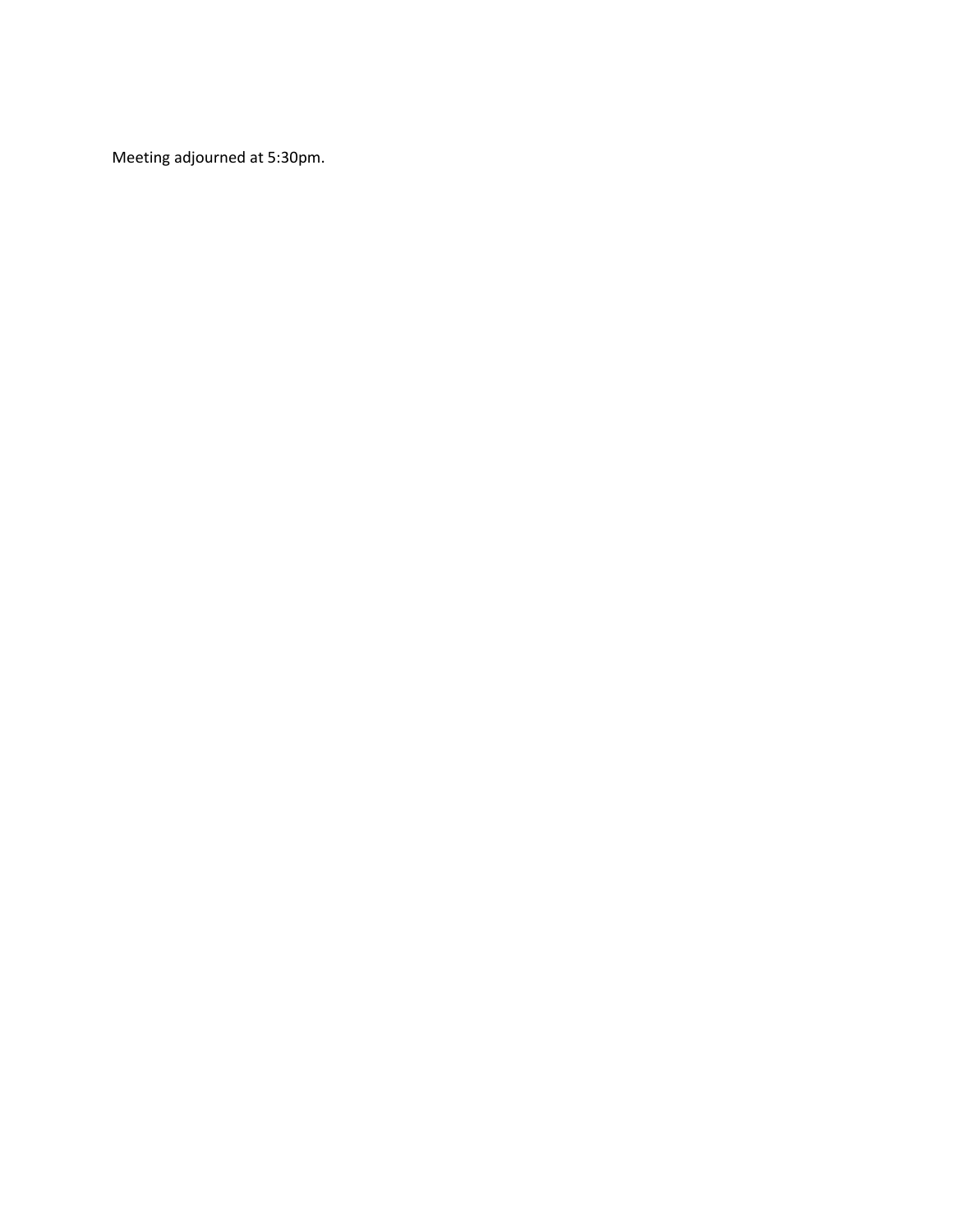Meeting adjourned at 5:30pm.